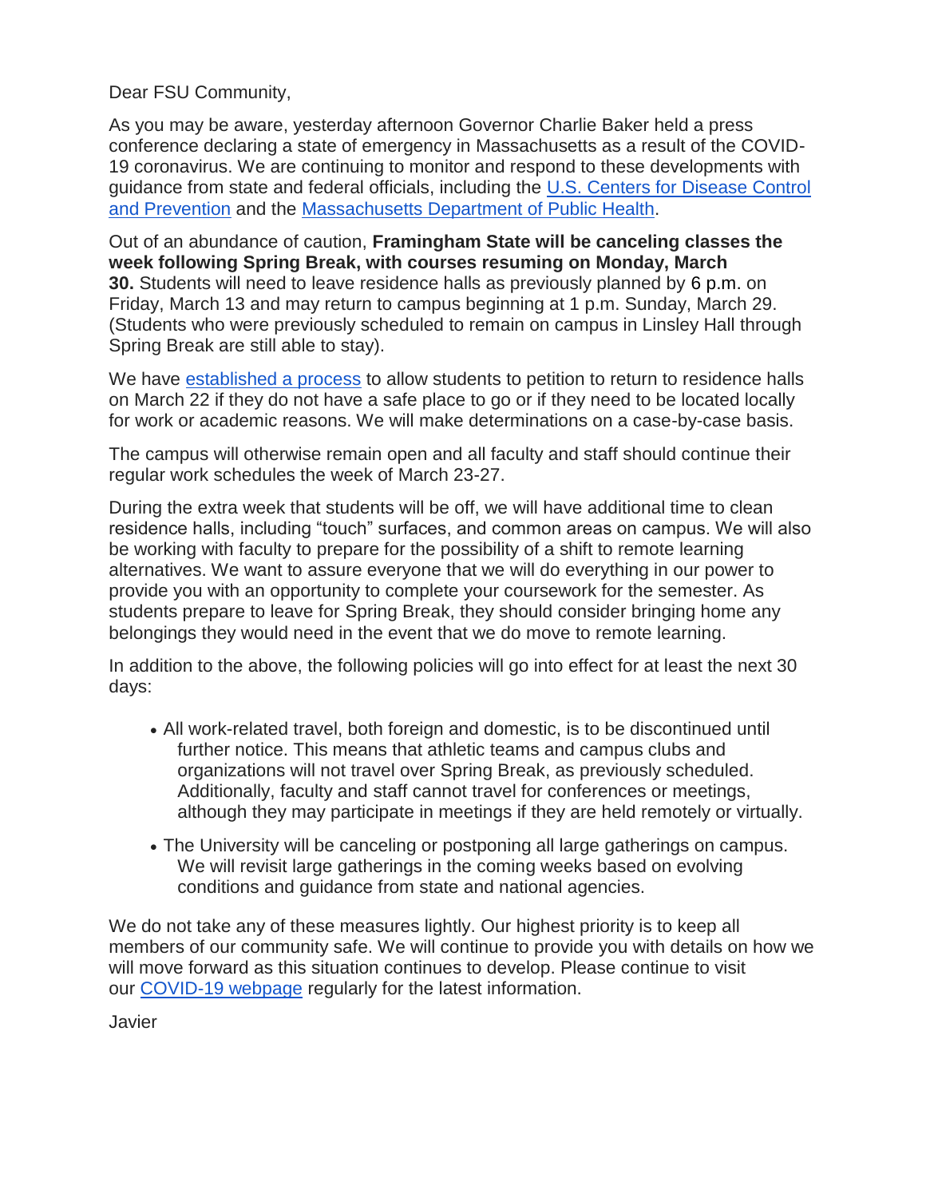Dear FSU Community,

As you may be aware, yesterday afternoon Governor Charlie Baker held a press conference declaring a state of emergency in Massachusetts as a result of the COVID-19 coronavirus. We are continuing to monitor and respond to these developments with guidance from state and federal officials, including the U.S. Centers for Disease Control and Prevention and the Massachusetts Department of Public Health.

Out of an abundance of caution, **Framingham State will be canceling classes the week following Spring Break, with courses resuming on Monday, March 30.** Students will need to leave residence halls as previously planned by 6 p.m. on Friday, March 13 and may return to campus beginning at 1 p.m. Sunday, March 29. (Students who were previously scheduled to remain on campus in Linsley Hall through Spring Break are still able to stay).

We have established a process to allow students to petition to return to residence halls on March 22 if they do not have a safe place to go or if they need to be located locally for work or academic reasons. We will make determinations on a case-by-case basis.

The campus will otherwise remain open and all faculty and staff should continue their regular work schedules the week of March 23-27.

During the extra week that students will be off, we will have additional time to clean residence halls, including "touch" surfaces, and common areas on campus. We will also be working with faculty to prepare for the possibility of a shift to remote learning alternatives. We want to assure everyone that we will do everything in our power to provide you with an opportunity to complete your coursework for the semester. As students prepare to leave for Spring Break, they should consider bringing home any belongings they would need in the event that we do move to remote learning.

In addition to the above, the following policies will go into effect for at least the next 30 days:

- All work-related travel, both foreign and domestic, is to be discontinued until further notice. This means that athletic teams and campus clubs and organizations will not travel over Spring Break, as previously scheduled. Additionally, faculty and staff cannot travel for conferences or meetings, although they may participate in meetings if they are held remotely or virtually.
- The University will be canceling or postponing all large gatherings on campus. We will revisit large gatherings in the coming weeks based on evolving conditions and guidance from state and national agencies.

We do not take any of these measures lightly. Our highest priority is to keep all members of our community safe. We will continue to provide you with details on how we will move forward as this situation continues to develop. Please continue to visit our COVID-19 webpage regularly for the latest information.

Javier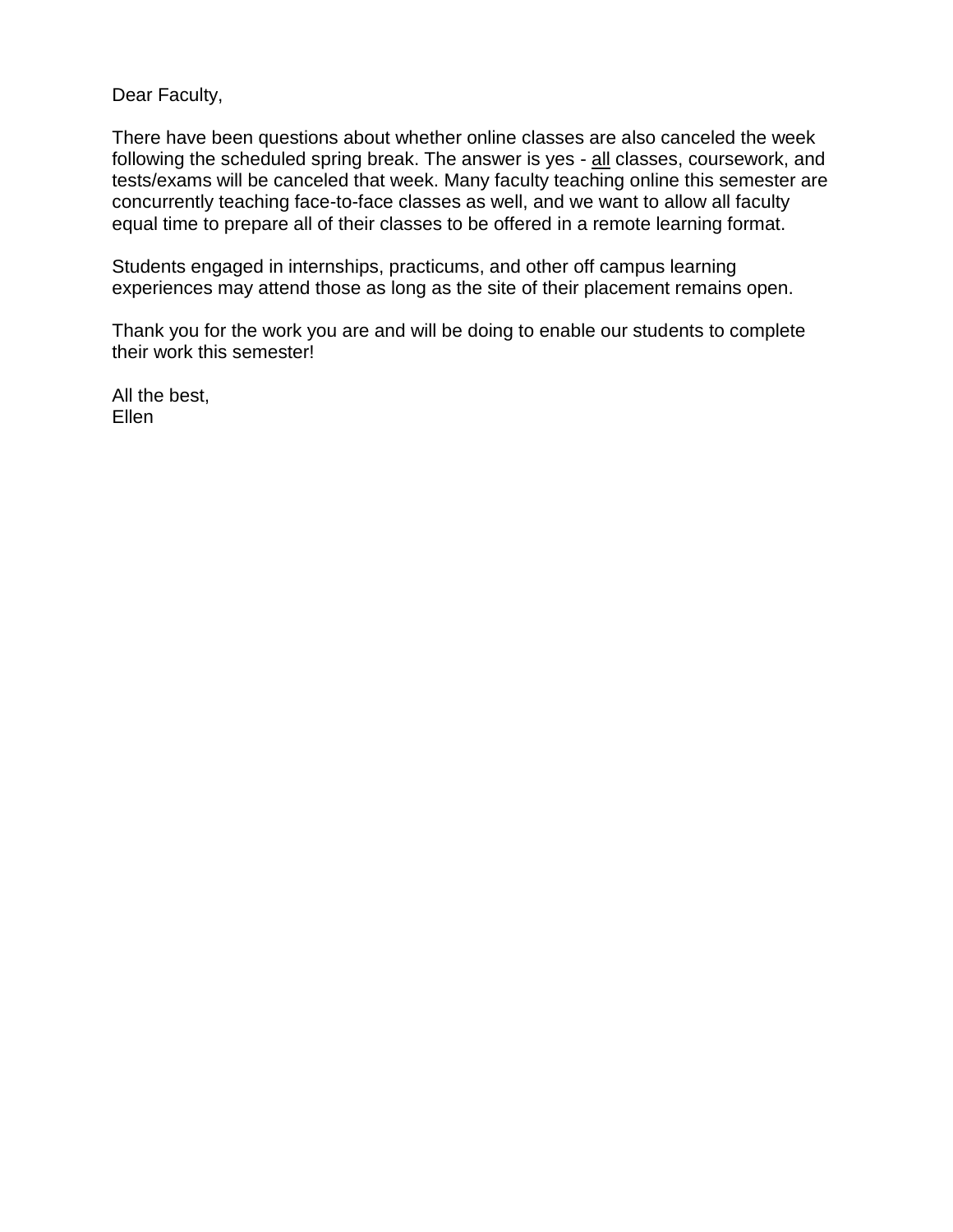Dear Faculty,

There have been questions about whether online classes are also canceled the week following the scheduled spring break. The answer is yes - <u>all</u> classes, coursework, and tests/exams will be canceled that week. Many faculty teaching online this semester are concurrently teaching face-to-face classes as well, and we want to allow all faculty equal time to prepare all of their classes to be offered in a remote learning format.

Students engaged in internships, practicums, and other off campus learning experiences may attend those as long as the site of their placement remains open.

Thank you for the work you are and will be doing to enable our students to complete their work this semester!

All the best,
Ellen